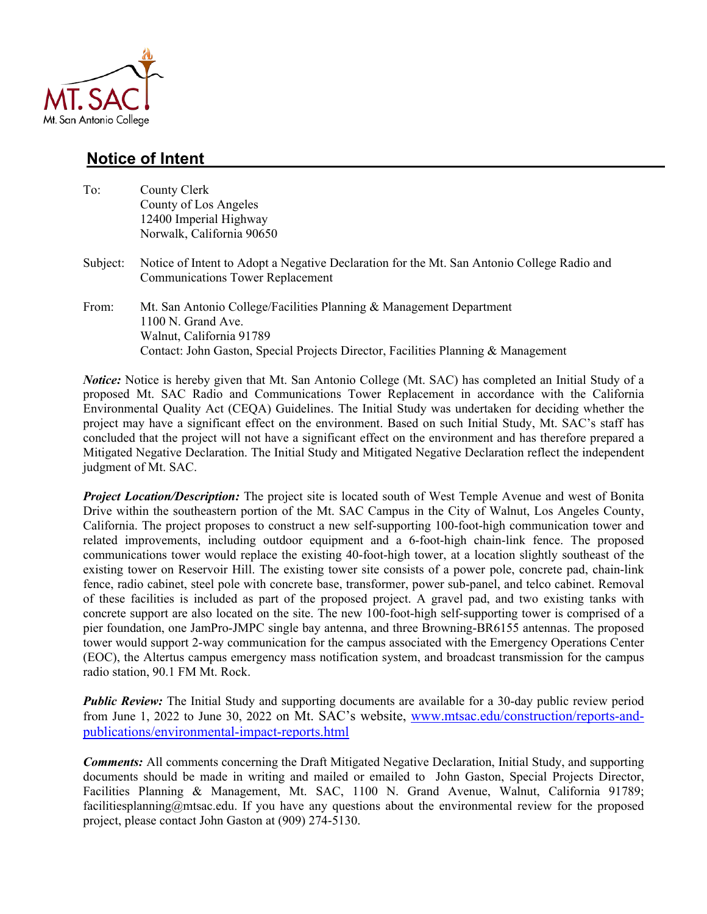MT. SAC
Mt. San Antonio College

## Notice of Intent

To: County Clerk
County of Los Angeles
12400 Imperial Highway
Norwalk, California 90650

Subject: Notice of Intent to Adopt a Negative Declaration for the Mt. San Antonio College Radio and Communications Tower Replacement

From: Mt. San Antonio College/Facilities Planning & Management Department
1100 N. Grand Ave.
Walnut, California 91789
Contact: John Gaston, Special Projects Director, Facilities Planning & Management

***Notice:*** Notice is hereby given that Mt. San Antonio College (Mt. SAC) has completed an Initial Study of a proposed Mt. SAC Radio and Communications Tower Replacement in accordance with the California Environmental Quality Act (CEQA) Guidelines. The Initial Study was undertaken for deciding whether the project may have a significant effect on the environment. Based on such Initial Study, Mt. SAC's staff has concluded that the project will not have a significant effect on the environment and has therefore prepared a Mitigated Negative Declaration. The Initial Study and Mitigated Negative Declaration reflect the independent judgment of Mt. SAC.

***Project Location/Description:*** The project site is located south of West Temple Avenue and west of Bonita Drive within the southeastern portion of the Mt. SAC Campus in the City of Walnut, Los Angeles County, California. The project proposes to construct a new self-supporting 100-foot-high communication tower and related improvements, including outdoor equipment and a 6-foot-high chain-link fence. The proposed communications tower would replace the existing 40-foot-high tower, at a location slightly southeast of the existing tower on Reservoir Hill. The existing tower site consists of a power pole, concrete pad, chain-link fence, radio cabinet, steel pole with concrete base, transformer, power sub-panel, and telco cabinet. Removal of these facilities is included as part of the proposed project. A gravel pad, and two existing tanks with concrete support are also located on the site. The new 100-foot-high self-supporting tower is comprised of a pier foundation, one JamPro-JMPC single bay antenna, and three Browning-BR6155 antennas. The proposed tower would support 2-way communication for the campus associated with the Emergency Operations Center (EOC), the Altertus campus emergency mass notification system, and broadcast transmission for the campus radio station, 90.1 FM Mt. Rock.

***Public Review:*** The Initial Study and supporting documents are available for a 30-day public review period from June 1, 2022 to June 30, 2022 on Mt. SAC's website, [www.mtsac.edu/construction/reports-and-publications/environmental-impact-reports.html](www.mtsac.edu/construction/reports-and-publications/environmental-impact-reports.html)

***Comments:*** All comments concerning the Draft Mitigated Negative Declaration, Initial Study, and supporting documents should be made in writing and mailed or emailed to John Gaston, Special Projects Director, Facilities Planning & Management, Mt. SAC, 1100 N. Grand Avenue, Walnut, California 91789; facilitiesplanning@mtsac.edu. If you have any questions about the environmental review for the proposed project, please contact John Gaston at (909) 274-5130.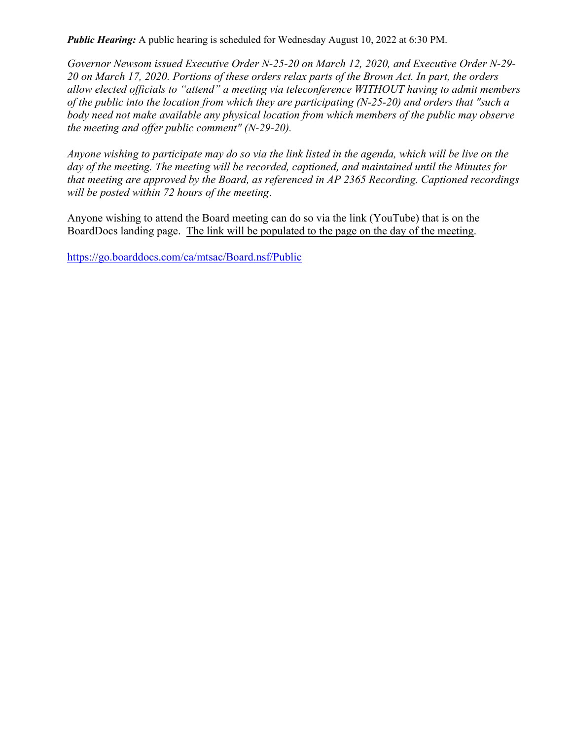***Public Hearing:*** A public hearing is scheduled for Wednesday August 10, 2022 at 6:30 PM.

*Governor Newsom issued Executive Order N-25-20 on March 12, 2020, and Executive Order N-29-20 on March 17, 2020. Portions of these orders relax parts of the Brown Act. In part, the orders allow elected officials to "attend" a meeting via teleconference WITHOUT having to admit members of the public into the location from which they are participating (N-25-20) and orders that "such a body need not make available any physical location from which members of the public may observe the meeting and offer public comment" (N-29-20).*

*Anyone wishing to participate may do so via the link listed in the agenda, which will be live on the day of the meeting. The meeting will be recorded, captioned, and maintained until the Minutes for that meeting are approved by the Board, as referenced in AP 2365 Recording. Captioned recordings will be posted within 72 hours of the meeting*.

Anyone wishing to attend the Board meeting can do so via the link (YouTube) that is on the BoardDocs landing page. <u>The link will be populated to the page on the day of the meeting</u>.

https://go.boarddocs.com/ca/mtsac/Board.nsf/Public